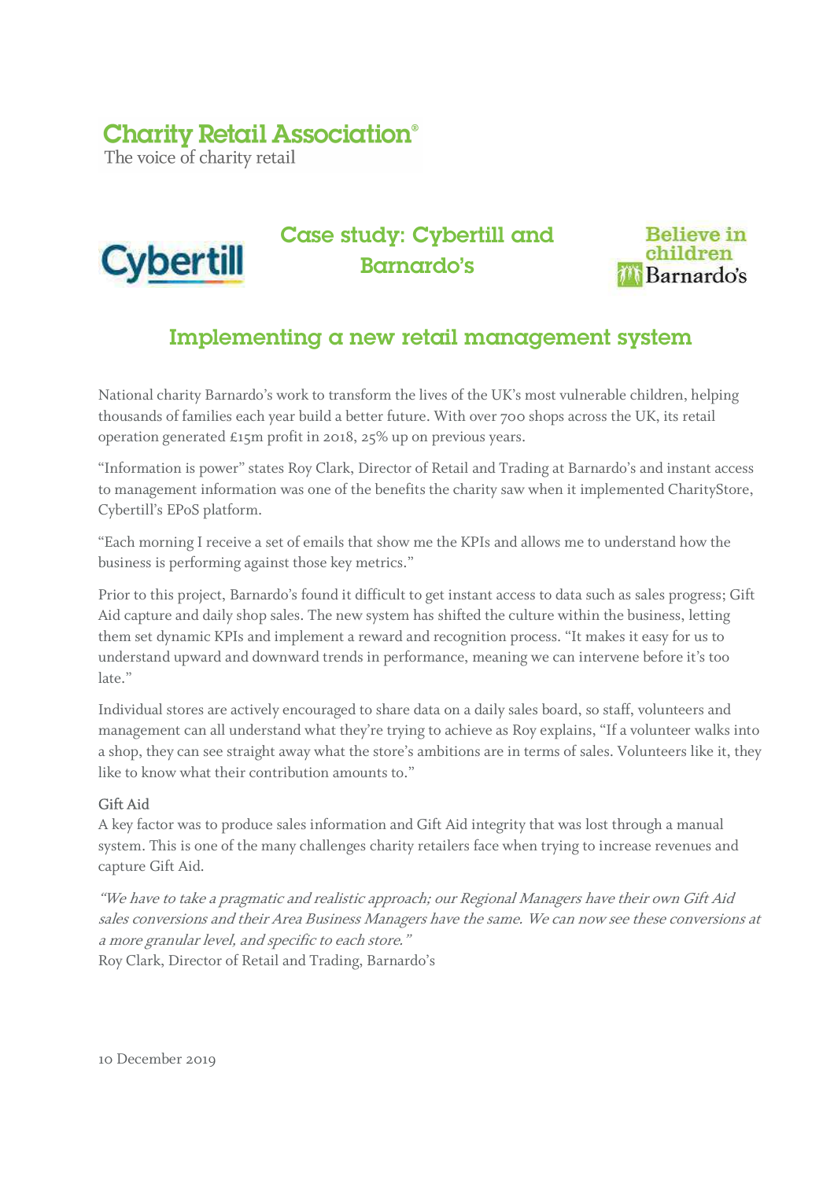Charity Retail Association®

The voice of charity retail

# Case study: Cybertill and Barnardo's

Believe in children Barnardo's

## Implementing a new retail management system

National charity Barnardo's work to transform the lives of the UK's most vulnerable children, helping thousands of families each year build a better future. With over 700 shops across the UK, its retail operation generated £15m profit in 2018, 25% up on previous years.

"Information is power" states Roy Clark, Director of Retail and Trading at Barnardo's and instant access to management information was one of the benefits the charity saw when it implemented CharityStore, Cybertill's EPoS platform.

"Each morning I receive a set of emails that show me the KPIs and allows me to understand how the business is performing against those key metrics."

Prior to this project, Barnardo's found it difficult to get instant access to data such as sales progress; Gift Aid capture and daily shop sales. The new system has shifted the culture within the business, letting them set dynamic KPIs and implement a reward and recognition process. "It makes it easy for us to understand upward and downward trends in performance, meaning we can intervene before it's too late."

Individual stores are actively encouraged to share data on a daily sales board, so staff, volunteers and management can all understand what they're trying to achieve as Roy explains, "If a volunteer walks into a shop, they can see straight away what the store's ambitions are in terms of sales. Volunteers like it, they like to know what their contribution amounts to."

### Gift Aid

A key factor was to produce sales information and Gift Aid integrity that was lost through a manual system. This is one of the many challenges charity retailers face when trying to increase revenues and capture Gift Aid.

*"We have to take a pragmatic and realistic approach; our Regional Managers have their own Gift Aid sales conversions and their Area Business Managers have the same. We can now see these conversions at a more granular level, and specific to each store."*

Roy Clark, Director of Retail and Trading, Barnardo's

10 December 2019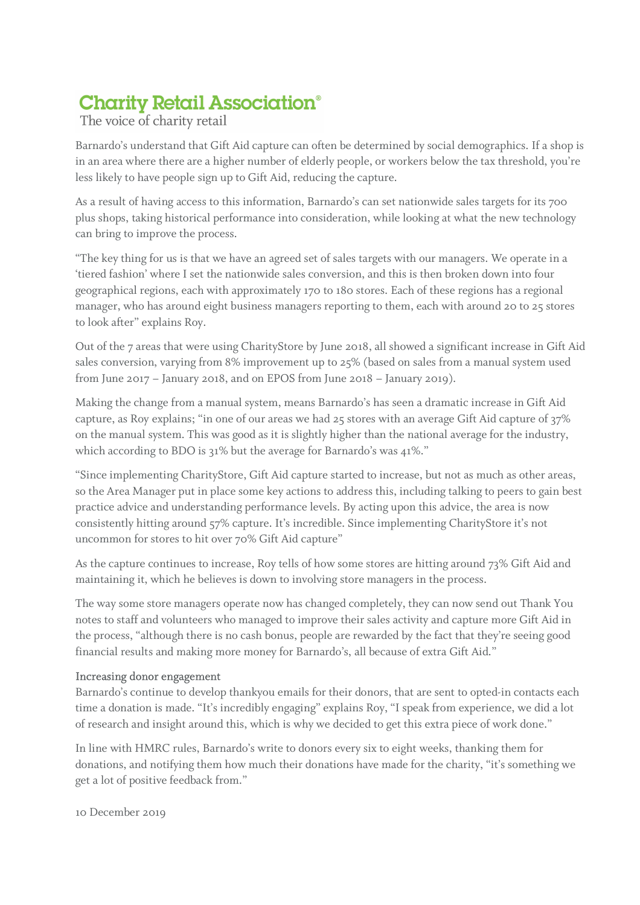Barnardo's understand that Gift Aid capture can often be determined by social demographics. If a shop is in an area where there are a higher number of elderly people, or workers below the tax threshold, you're less likely to have people sign up to Gift Aid, reducing the capture.

As a result of having access to this information, Barnardo's can set nationwide sales targets for its 700 plus shops, taking historical performance into consideration, while looking at what the new technology can bring to improve the process.

"The key thing for us is that we have an agreed set of sales targets with our managers. We operate in a 'tiered fashion' where I set the nationwide sales conversion, and this is then broken down into four geographical regions, each with approximately 170 to 180 stores. Each of these regions has a regional manager, who has around eight business managers reporting to them, each with around 20 to 25 stores to look after" explains Roy.

Out of the 7 areas that were using CharityStore by June 2018, all showed a significant increase in Gift Aid sales conversion, varying from 8% improvement up to 25% (based on sales from a manual system used from June 2017 – January 2018, and on EPOS from June 2018 – January 2019).

Making the change from a manual system, means Barnardo's has seen a dramatic increase in Gift Aid capture, as Roy explains; "in one of our areas we had 25 stores with an average Gift Aid capture of 37% on the manual system. This was good as it is slightly higher than the national average for the industry, which according to BDO is 31% but the average for Barnardo's was 41%."

"Since implementing CharityStore, Gift Aid capture started to increase, but not as much as other areas, so the Area Manager put in place some key actions to address this, including talking to peers to gain best practice advice and understanding performance levels. By acting upon this advice, the area is now consistently hitting around 57% capture. It's incredible. Since implementing CharityStore it's not uncommon for stores to hit over 70% Gift Aid capture"

As the capture continues to increase, Roy tells of how some stores are hitting around 73% Gift Aid and maintaining it, which he believes is down to involving store managers in the process.

The way some store managers operate now has changed completely, they can now send out Thank You notes to staff and volunteers who managed to improve their sales activity and capture more Gift Aid in the process, "although there is no cash bonus, people are rewarded by the fact that they're seeing good financial results and making more money for Barnardo's, all because of extra Gift Aid."

### Increasing donor engagement

Barnardo's continue to develop thankyou emails for their donors, that are sent to opted-in contacts each time a donation is made. "It's incredibly engaging" explains Roy, "I speak from experience, we did a lot of research and insight around this, which is why we decided to get this extra piece of work done."

In line with HMRC rules, Barnardo's write to donors every six to eight weeks, thanking them for donations, and notifying them how much their donations have made for the charity, "it's something we get a lot of positive feedback from."

10 December 2019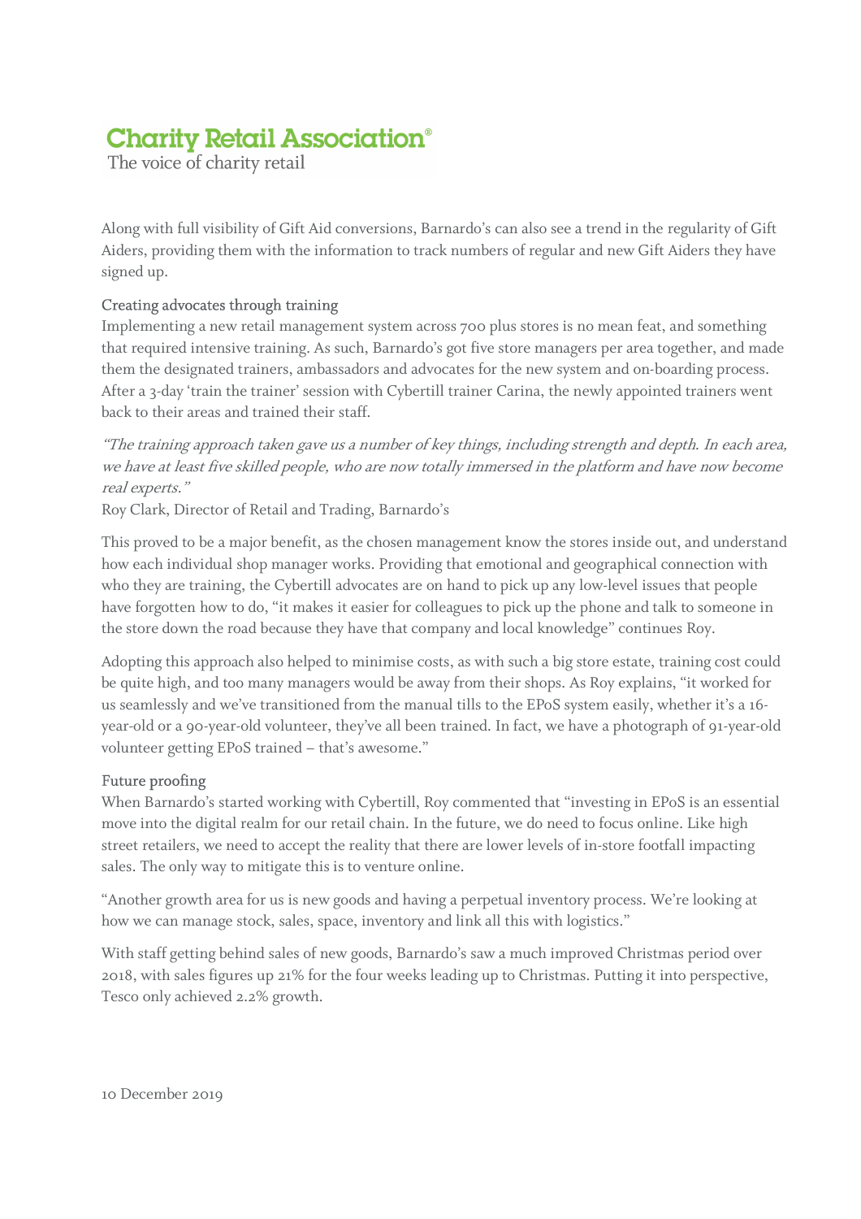Along with full visibility of Gift Aid conversions, Barnardo's can also see a trend in the regularity of Gift Aiders, providing them with the information to track numbers of regular and new Gift Aiders they have signed up.

### Creating advocates through training

Implementing a new retail management system across 700 plus stores is no mean feat, and something that required intensive training. As such, Barnardo's got five store managers per area together, and made them the designated trainers, ambassadors and advocates for the new system and on-boarding process. After a 3-day 'train the trainer' session with Cybertill trainer Carina, the newly appointed trainers went back to their areas and trained their staff.

*"The training approach taken gave us a number of key things, including strength and depth. In each area, we have at least five skilled people, who are now totally immersed in the platform and have now become real experts."*

Roy Clark, Director of Retail and Trading, Barnardo's

This proved to be a major benefit, as the chosen management know the stores inside out, and understand how each individual shop manager works. Providing that emotional and geographical connection with who they are training, the Cybertill advocates are on hand to pick up any low-level issues that people have forgotten how to do, "it makes it easier for colleagues to pick up the phone and talk to someone in the store down the road because they have that company and local knowledge" continues Roy.

Adopting this approach also helped to minimise costs, as with such a big store estate, training cost could be quite high, and too many managers would be away from their shops. As Roy explains, "it worked for us seamlessly and we've transitioned from the manual tills to the EPoS system easily, whether it's a 16-year-old or a 90-year-old volunteer, they've all been trained. In fact, we have a photograph of 91-year-old volunteer getting EPoS trained – that's awesome."

### Future proofing

When Barnardo's started working with Cybertill, Roy commented that "investing in EPoS is an essential move into the digital realm for our retail chain. In the future, we do need to focus online. Like high street retailers, we need to accept the reality that there are lower levels of in-store footfall impacting sales. The only way to mitigate this is to venture online.

"Another growth area for us is new goods and having a perpetual inventory process. We're looking at how we can manage stock, sales, space, inventory and link all this with logistics."

With staff getting behind sales of new goods, Barnardo's saw a much improved Christmas period over 2018, with sales figures up 21% for the four weeks leading up to Christmas. Putting it into perspective, Tesco only achieved 2.2% growth.

10 December 2019